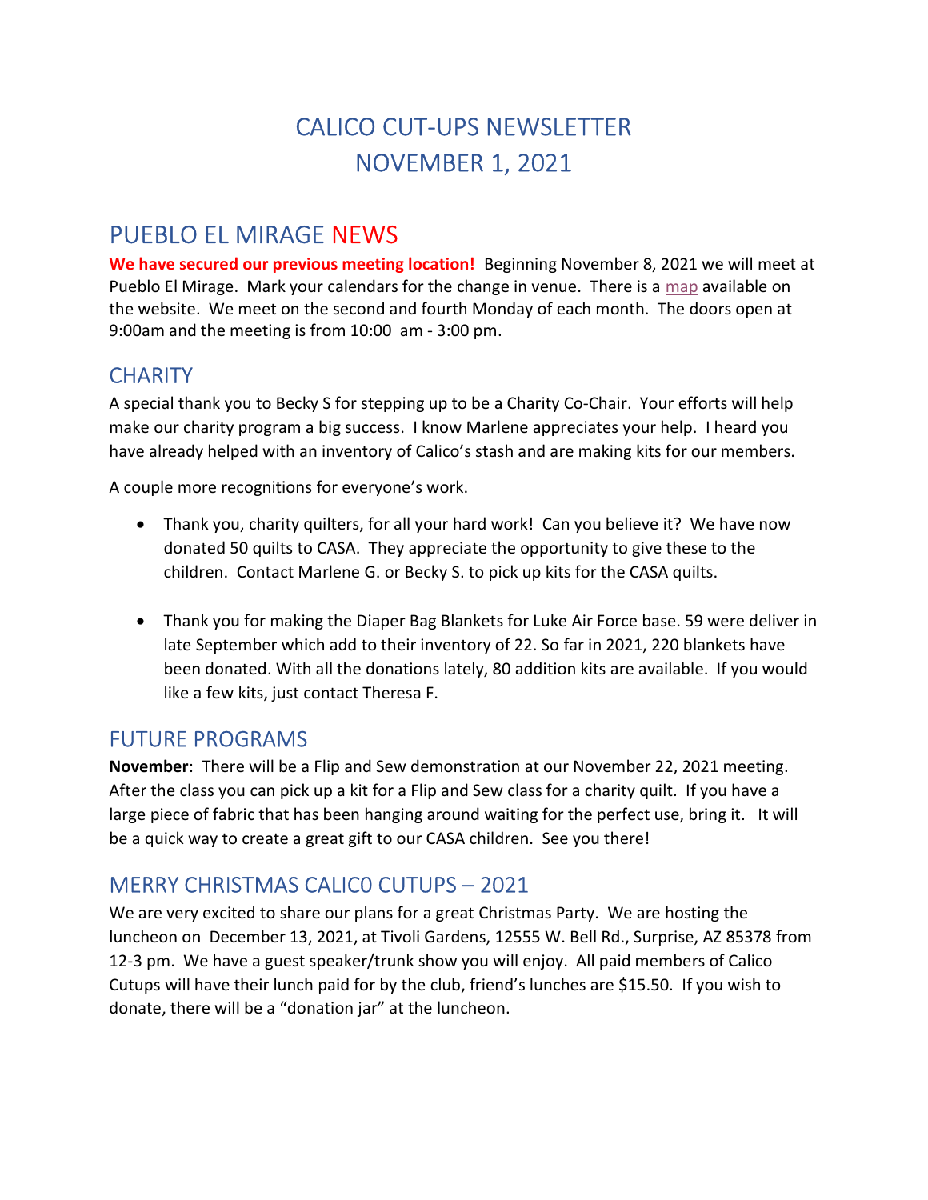# CALICO CUT-UPS NEWSLETTER
# NOVEMBER 1, 2021

## PUEBLO EL MIRAGE NEWS

**We have secured our previous meeting location!** Beginning November 8, 2021 we will meet at Pueblo El Mirage. Mark your calendars for the change in venue. There is a map available on the website. We meet on the second and fourth Monday of each month. The doors open at 9:00am and the meeting is from 10:00 am - 3:00 pm.

### CHARITY

A special thank you to Becky S for stepping up to be a Charity Co-Chair. Your efforts will help make our charity program a big success. I know Marlene appreciates your help. I heard you have already helped with an inventory of Calico's stash and are making kits for our members.

A couple more recognitions for everyone's work.

- Thank you, charity quilters, for all your hard work! Can you believe it? We have now donated 50 quilts to CASA. They appreciate the opportunity to give these to the children. Contact Marlene G. or Becky S. to pick up kits for the CASA quilts.

- Thank you for making the Diaper Bag Blankets for Luke Air Force base. 59 were deliver in late September which add to their inventory of 22. So far in 2021, 220 blankets have been donated. With all the donations lately, 80 addition kits are available. If you would like a few kits, just contact Theresa F.

### FUTURE PROGRAMS

**November**: There will be a Flip and Sew demonstration at our November 22, 2021 meeting. After the class you can pick up a kit for a Flip and Sew class for a charity quilt. If you have a large piece of fabric that has been hanging around waiting for the perfect use, bring it. It will be a quick way to create a great gift to our CASA children. See you there!

### MERRY CHRISTMAS CALICO CUTUPS – 2021

We are very excited to share our plans for a great Christmas Party. We are hosting the luncheon on December 13, 2021, at Tivoli Gardens, 12555 W. Bell Rd., Surprise, AZ 85378 from 12-3 pm. We have a guest speaker/trunk show you will enjoy. All paid members of Calico Cutups will have their lunch paid for by the club, friend's lunches are $15.50. If you wish to donate, there will be a "donation jar" at the luncheon.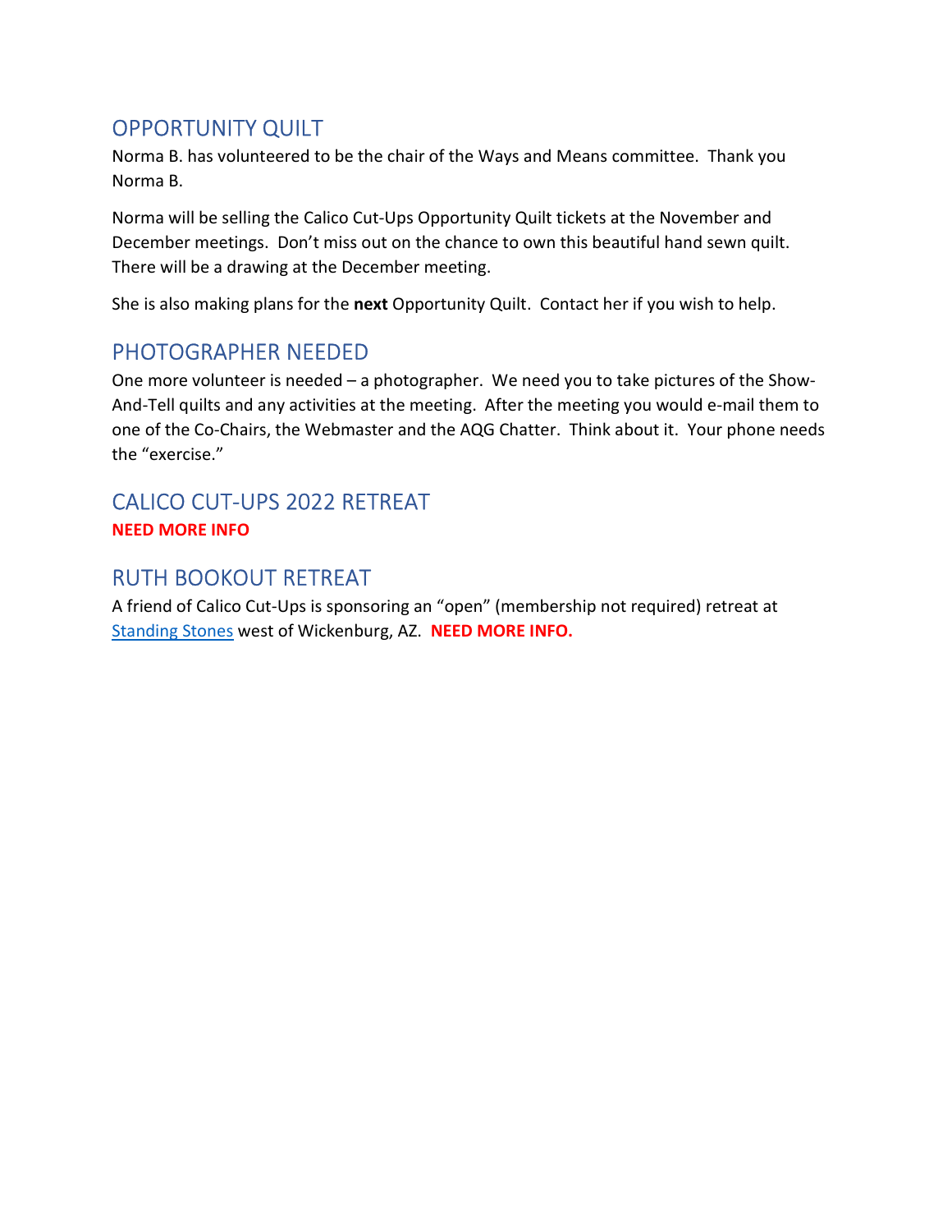## OPPORTUNITY QUILT

Norma B. has volunteered to be the chair of the Ways and Means committee. Thank you Norma B.

Norma will be selling the Calico Cut-Ups Opportunity Quilt tickets at the November and December meetings. Don't miss out on the chance to own this beautiful hand sewn quilt. There will be a drawing at the December meeting.

She is also making plans for the **next** Opportunity Quilt. Contact her if you wish to help.

## PHOTOGRAPHER NEEDED

One more volunteer is needed – a photographer. We need you to take pictures of the Show-And-Tell quilts and any activities at the meeting. After the meeting you would e-mail them to one of the Co-Chairs, the Webmaster and the AQG Chatter. Think about it. Your phone needs the "exercise."

## CALICO CUT-UPS 2022 RETREAT

**NEED MORE INFO**

## RUTH BOOKOUT RETREAT

A friend of Calico Cut-Ups is sponsoring an "open" (membership not required) retreat at Standing Stones west of Wickenburg, AZ. **NEED MORE INFO.**